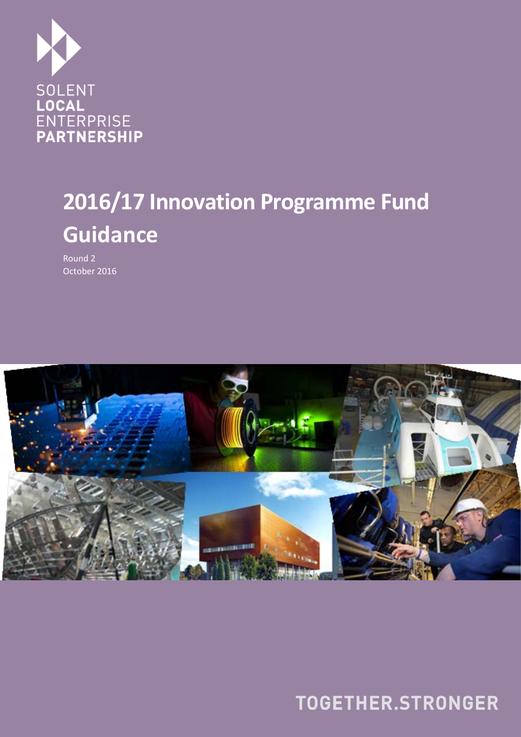SOLENT
**LOCAL**
ENTERPRISE
**PARTNERSHIP**

# 2016/17 Innovation Programme Fund Guidance

Round 2
October 2016

TOGETHER.STRONGER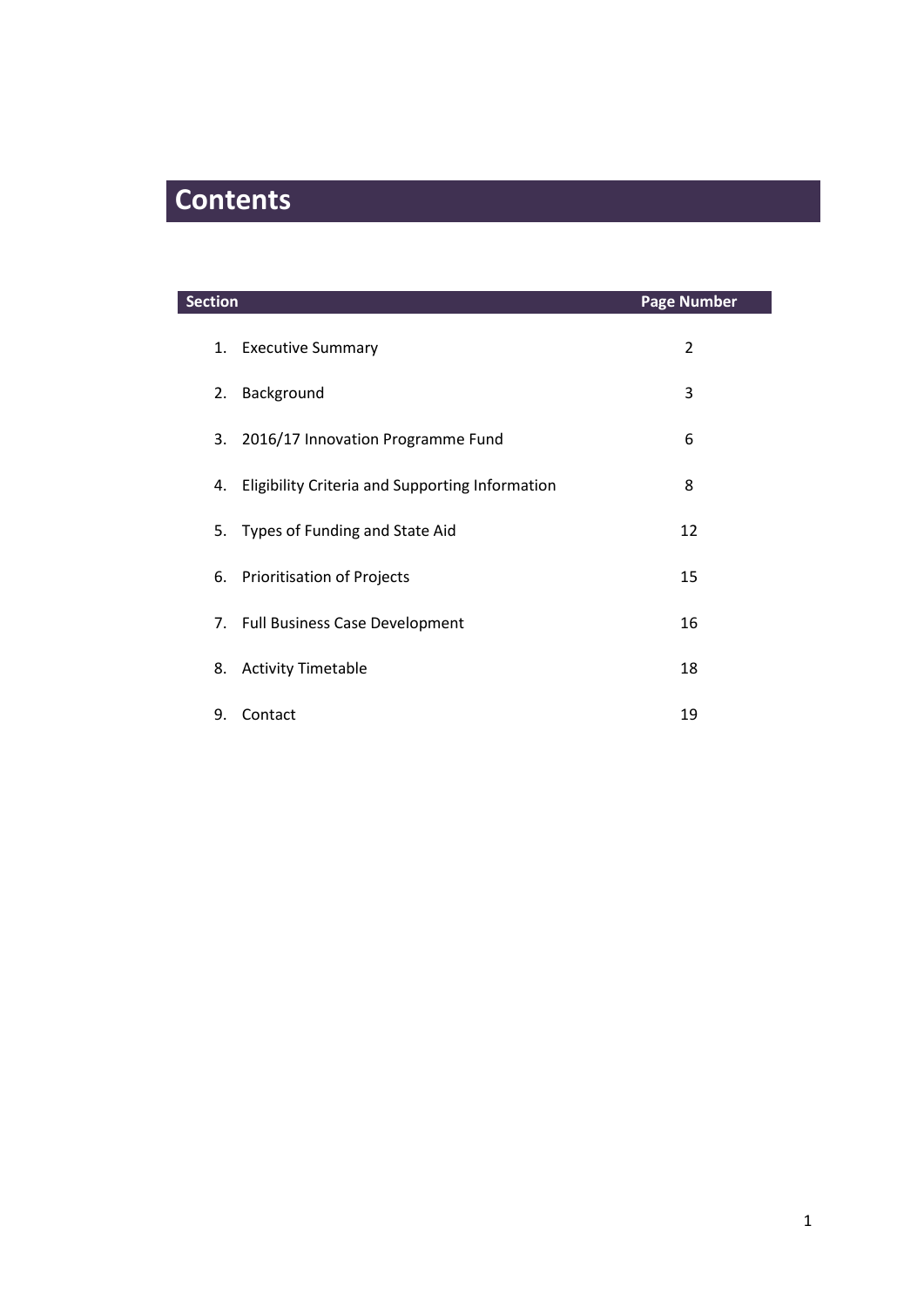# Contents

| Section | Page Number |
| --- | --- |
| 1. Executive Summary | 2 |
| 2. Background | 3 |
| 3. 2016/17 Innovation Programme Fund | 6 |
| 4. Eligibility Criteria and Supporting Information | 8 |
| 5. Types of Funding and State Aid | 12 |
| 6. Prioritisation of Projects | 15 |
| 7. Full Business Case Development | 16 |
| 8. Activity Timetable | 18 |
| 9. Contact | 19 |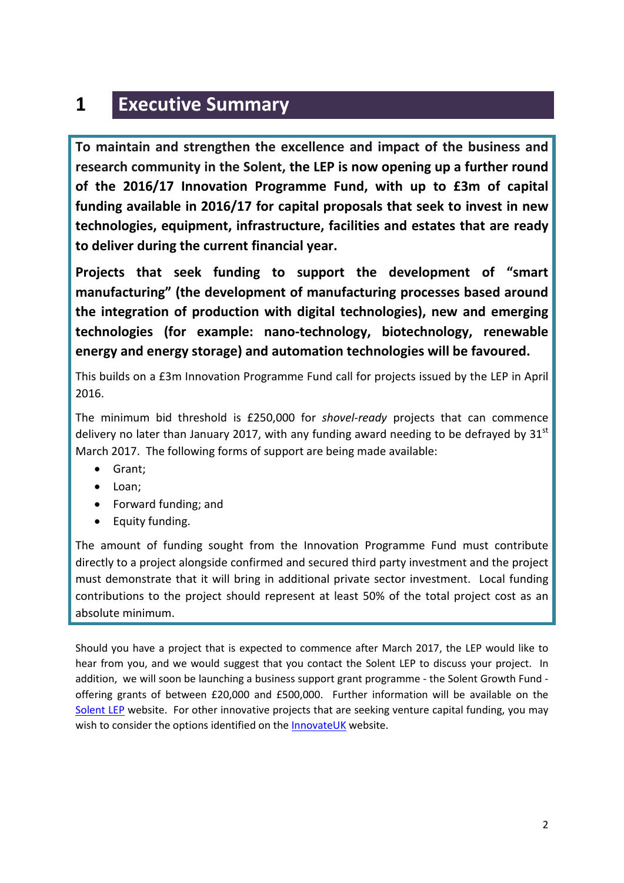# 1 Executive Summary

**To maintain and strengthen the excellence and impact of the business and research community in the Solent, the LEP is now opening up a further round of the 2016/17 Innovation Programme Fund, with up to £3m of capital funding available in 2016/17 for capital proposals that seek to invest in new technologies, equipment, infrastructure, facilities and estates that are ready to deliver during the current financial year.**

**Projects that seek funding to support the development of "smart manufacturing" (the development of manufacturing processes based around the integration of production with digital technologies), new and emerging technologies (for example: nano-technology, biotechnology, renewable energy and energy storage) and automation technologies will be favoured.**

This builds on a £3m Innovation Programme Fund call for projects issued by the LEP in April 2016.

The minimum bid threshold is £250,000 for *shovel-ready* projects that can commence delivery no later than January 2017, with any funding award needing to be defrayed by 31st March 2017. The following forms of support are being made available:

- Grant;
- Loan;
- Forward funding; and
- Equity funding.

The amount of funding sought from the Innovation Programme Fund must contribute directly to a project alongside confirmed and secured third party investment and the project must demonstrate that it will bring in additional private sector investment. Local funding contributions to the project should represent at least 50% of the total project cost as an absolute minimum.

Should you have a project that is expected to commence after March 2017, the LEP would like to hear from you, and we would suggest that you contact the Solent LEP to discuss your project. In addition, we will soon be launching a business support grant programme - the Solent Growth Fund - offering grants of between £20,000 and £500,000. Further information will be available on the Solent LEP website. For other innovative projects that are seeking venture capital funding, you may wish to consider the options identified on the InnovateUK website.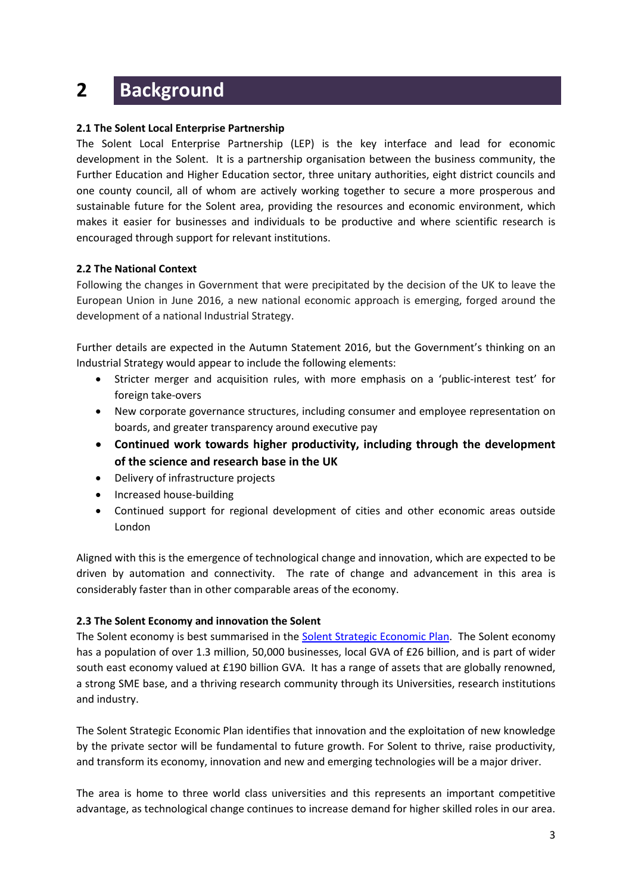# 2 Background

### 2.1 The Solent Local Enterprise Partnership

The Solent Local Enterprise Partnership (LEP) is the key interface and lead for economic development in the Solent. It is a partnership organisation between the business community, the Further Education and Higher Education sector, three unitary authorities, eight district councils and one county council, all of whom are actively working together to secure a more prosperous and sustainable future for the Solent area, providing the resources and economic environment, which makes it easier for businesses and individuals to be productive and where scientific research is encouraged through support for relevant institutions.

### 2.2 The National Context

Following the changes in Government that were precipitated by the decision of the UK to leave the European Union in June 2016, a new national economic approach is emerging, forged around the development of a national Industrial Strategy.

Further details are expected in the Autumn Statement 2016, but the Government's thinking on an Industrial Strategy would appear to include the following elements:

- Stricter merger and acquisition rules, with more emphasis on a 'public-interest test' for foreign take-overs
- New corporate governance structures, including consumer and employee representation on boards, and greater transparency around executive pay
- **Continued work towards higher productivity, including through the development of the science and research base in the UK**
- Delivery of infrastructure projects
- Increased house-building
- Continued support for regional development of cities and other economic areas outside London

Aligned with this is the emergence of technological change and innovation, which are expected to be driven by automation and connectivity. The rate of change and advancement in this area is considerably faster than in other comparable areas of the economy.

### 2.3 The Solent Economy and innovation the Solent

The Solent economy is best summarised in the [Solent Strategic Economic Plan](). The Solent economy has a population of over 1.3 million, 50,000 businesses, local GVA of £26 billion, and is part of wider south east economy valued at £190 billion GVA. It has a range of assets that are globally renowned, a strong SME base, and a thriving research community through its Universities, research institutions and industry.

The Solent Strategic Economic Plan identifies that innovation and the exploitation of new knowledge by the private sector will be fundamental to future growth. For Solent to thrive, raise productivity, and transform its economy, innovation and new and emerging technologies will be a major driver.

The area is home to three world class universities and this represents an important competitive advantage, as technological change continues to increase demand for higher skilled roles in our area.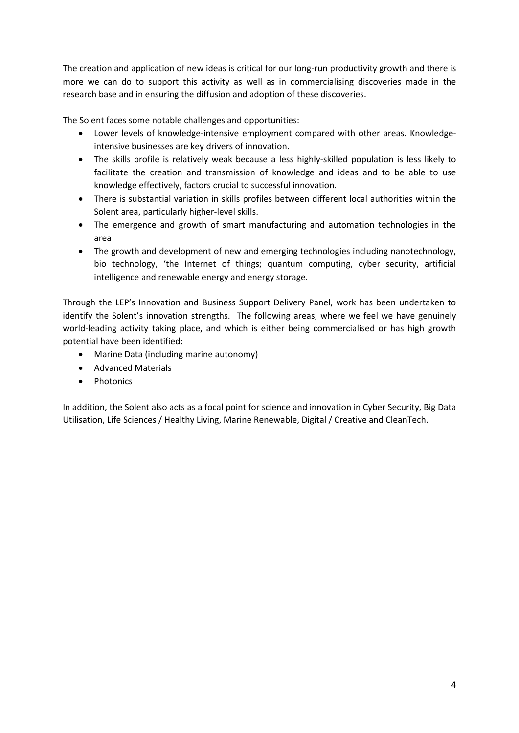The creation and application of new ideas is critical for our long-run productivity growth and there is more we can do to support this activity as well as in commercialising discoveries made in the research base and in ensuring the diffusion and adoption of these discoveries.

The Solent faces some notable challenges and opportunities:

- Lower levels of knowledge-intensive employment compared with other areas. Knowledge-intensive businesses are key drivers of innovation.
- The skills profile is relatively weak because a less highly-skilled population is less likely to facilitate the creation and transmission of knowledge and ideas and to be able to use knowledge effectively, factors crucial to successful innovation.
- There is substantial variation in skills profiles between different local authorities within the Solent area, particularly higher-level skills.
- The emergence and growth of smart manufacturing and automation technologies in the area
- The growth and development of new and emerging technologies including nanotechnology, bio technology, 'the Internet of things; quantum computing, cyber security, artificial intelligence and renewable energy and energy storage.

Through the LEP's Innovation and Business Support Delivery Panel, work has been undertaken to identify the Solent's innovation strengths. The following areas, where we feel we have genuinely world-leading activity taking place, and which is either being commercialised or has high growth potential have been identified:

- Marine Data (including marine autonomy)
- Advanced Materials
- Photonics

In addition, the Solent also acts as a focal point for science and innovation in Cyber Security, Big Data Utilisation, Life Sciences / Healthy Living, Marine Renewable, Digital / Creative and CleanTech.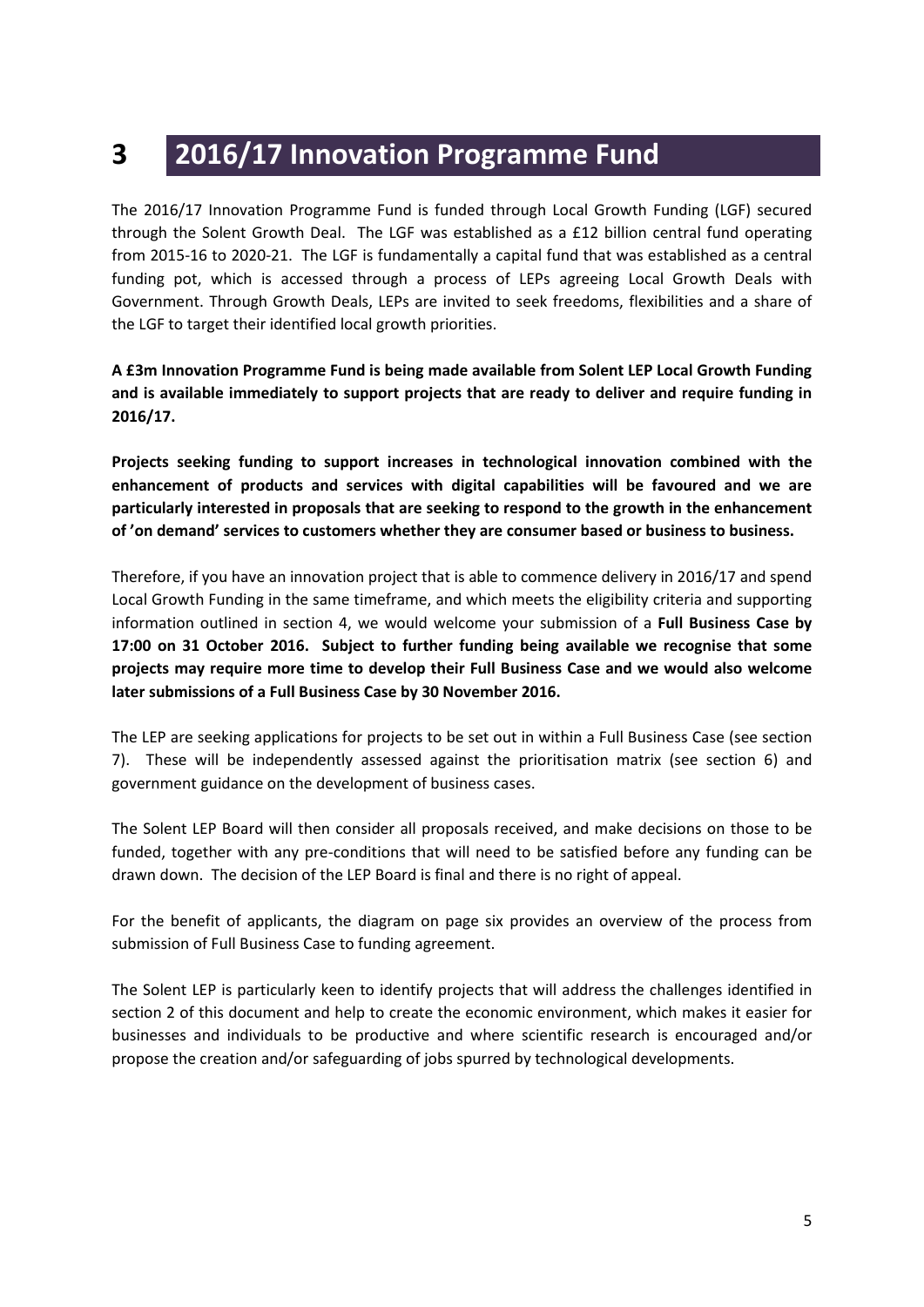# 3 2016/17 Innovation Programme Fund

The 2016/17 Innovation Programme Fund is funded through Local Growth Funding (LGF) secured through the Solent Growth Deal. The LGF was established as a £12 billion central fund operating from 2015-16 to 2020-21. The LGF is fundamentally a capital fund that was established as a central funding pot, which is accessed through a process of LEPs agreeing Local Growth Deals with Government. Through Growth Deals, LEPs are invited to seek freedoms, flexibilities and a share of the LGF to target their identified local growth priorities.

**A £3m Innovation Programme Fund is being made available from Solent LEP Local Growth Funding and is available immediately to support projects that are ready to deliver and require funding in 2016/17.**

**Projects seeking funding to support increases in technological innovation combined with the enhancement of products and services with digital capabilities will be favoured and we are particularly interested in proposals that are seeking to respond to the growth in the enhancement of 'on demand' services to customers whether they are consumer based or business to business.**

Therefore, if you have an innovation project that is able to commence delivery in 2016/17 and spend Local Growth Funding in the same timeframe, and which meets the eligibility criteria and supporting information outlined in section 4, we would welcome your submission of a **Full Business Case by 17:00 on 31 October 2016. Subject to further funding being available we recognise that some projects may require more time to develop their Full Business Case and we would also welcome later submissions of a Full Business Case by 30 November 2016.**

The LEP are seeking applications for projects to be set out in within a Full Business Case (see section 7). These will be independently assessed against the prioritisation matrix (see section 6) and government guidance on the development of business cases.

The Solent LEP Board will then consider all proposals received, and make decisions on those to be funded, together with any pre-conditions that will need to be satisfied before any funding can be drawn down. The decision of the LEP Board is final and there is no right of appeal.

For the benefit of applicants, the diagram on page six provides an overview of the process from submission of Full Business Case to funding agreement.

The Solent LEP is particularly keen to identify projects that will address the challenges identified in section 2 of this document and help to create the economic environment, which makes it easier for businesses and individuals to be productive and where scientific research is encouraged and/or propose the creation and/or safeguarding of jobs spurred by technological developments.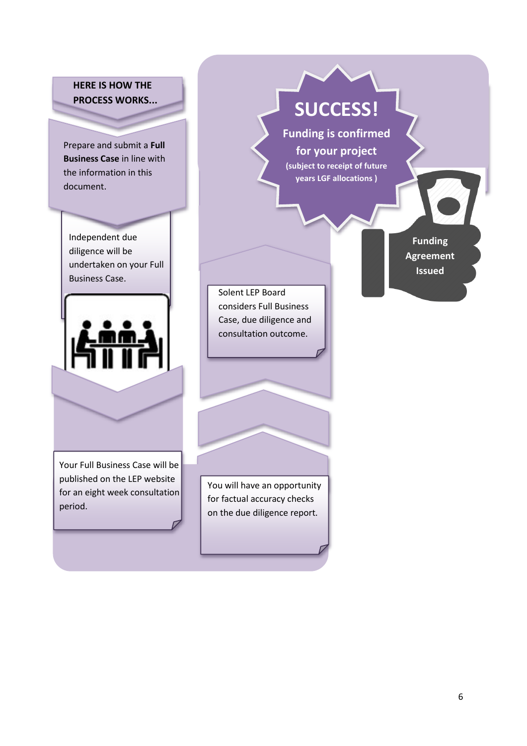**HERE IS HOW THE PROCESS WORKS...**

Prepare and submit a **Full Business Case** in line with the information in this document.

Independent due diligence will be undertaken on your Full Business Case.

Your Full Business Case will be published on the LEP website for an eight week consultation period.

You will have an opportunity for factual accuracy checks on the due diligence report.

Solent LEP Board considers Full Business Case, due diligence and consultation outcome.

**SUCCESS!**

**Funding is confirmed for your project**

**(subject to receipt of future years LGF allocations )**

**Funding Agreement Issued**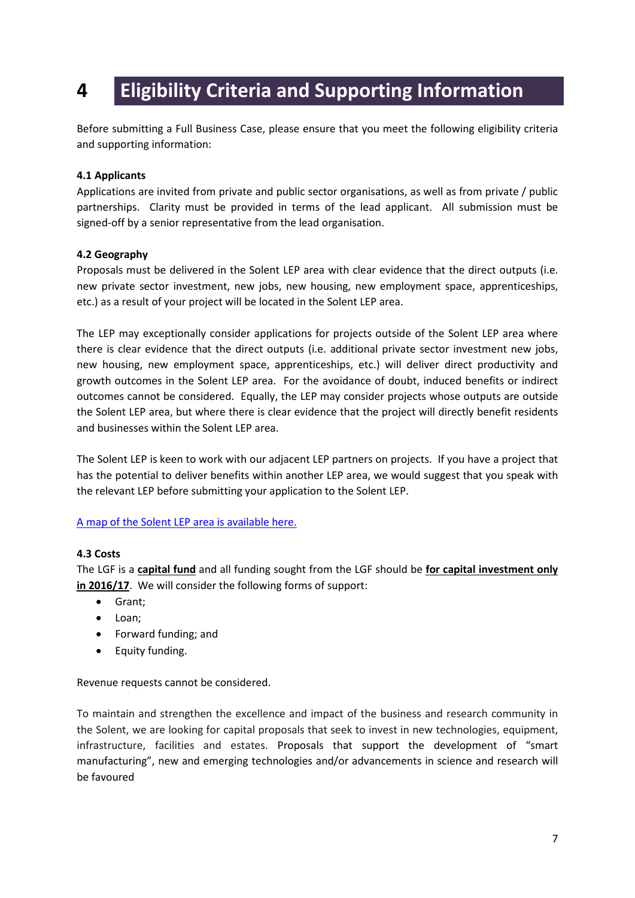# 4 Eligibility Criteria and Supporting Information

Before submitting a Full Business Case, please ensure that you meet the following eligibility criteria and supporting information:

**4.1 Applicants**

Applications are invited from private and public sector organisations, as well as from private / public partnerships. Clarity must be provided in terms of the lead applicant. All submission must be signed-off by a senior representative from the lead organisation.

**4.2 Geography**

Proposals must be delivered in the Solent LEP area with clear evidence that the direct outputs (i.e. new private sector investment, new jobs, new housing, new employment space, apprenticeships, etc.) as a result of your project will be located in the Solent LEP area.

The LEP may exceptionally consider applications for projects outside of the Solent LEP area where there is clear evidence that the direct outputs (i.e. additional private sector investment new jobs, new housing, new employment space, apprenticeships, etc.) will deliver direct productivity and growth outcomes in the Solent LEP area. For the avoidance of doubt, induced benefits or indirect outcomes cannot be considered. Equally, the LEP may consider projects whose outputs are outside the Solent LEP area, but where there is clear evidence that the project will directly benefit residents and businesses within the Solent LEP area.

The Solent LEP is keen to work with our adjacent LEP partners on projects. If you have a project that has the potential to deliver benefits within another LEP area, we would suggest that you speak with the relevant LEP before submitting your application to the Solent LEP.

A map of the Solent LEP area is available here.

**4.3 Costs**

The LGF is a **capital fund** and all funding sought from the LGF should be **for capital investment only in 2016/17**. We will consider the following forms of support:

- Grant;
- Loan;
- Forward funding; and
- Equity funding.

Revenue requests cannot be considered.

To maintain and strengthen the excellence and impact of the business and research community in the Solent, we are looking for capital proposals that seek to invest in new technologies, equipment, infrastructure, facilities and estates. Proposals that support the development of "smart manufacturing", new and emerging technologies and/or advancements in science and research will be favoured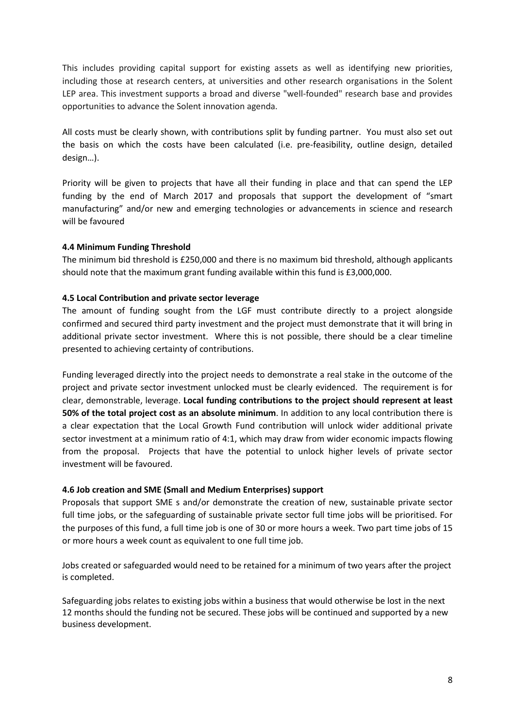This includes providing capital support for existing assets as well as identifying new priorities, including those at research centers, at universities and other research organisations in the Solent LEP area. This investment supports a broad and diverse "well-founded" research base and provides opportunities to advance the Solent innovation agenda.

All costs must be clearly shown, with contributions split by funding partner. You must also set out the basis on which the costs have been calculated (i.e. pre-feasibility, outline design, detailed design…).

Priority will be given to projects that have all their funding in place and that can spend the LEP funding by the end of March 2017 and proposals that support the development of "smart manufacturing" and/or new and emerging technologies or advancements in science and research will be favoured

**4.4 Minimum Funding Threshold**

The minimum bid threshold is £250,000 and there is no maximum bid threshold, although applicants should note that the maximum grant funding available within this fund is £3,000,000.

**4.5 Local Contribution and private sector leverage**

The amount of funding sought from the LGF must contribute directly to a project alongside confirmed and secured third party investment and the project must demonstrate that it will bring in additional private sector investment. Where this is not possible, there should be a clear timeline presented to achieving certainty of contributions.

Funding leveraged directly into the project needs to demonstrate a real stake in the outcome of the project and private sector investment unlocked must be clearly evidenced. The requirement is for clear, demonstrable, leverage. **Local funding contributions to the project should represent at least 50% of the total project cost as an absolute minimum**. In addition to any local contribution there is a clear expectation that the Local Growth Fund contribution will unlock wider additional private sector investment at a minimum ratio of 4:1, which may draw from wider economic impacts flowing from the proposal. Projects that have the potential to unlock higher levels of private sector investment will be favoured.

**4.6 Job creation and SME (Small and Medium Enterprises) support**

Proposals that support SME s and/or demonstrate the creation of new, sustainable private sector full time jobs, or the safeguarding of sustainable private sector full time jobs will be prioritised. For the purposes of this fund, a full time job is one of 30 or more hours a week. Two part time jobs of 15 or more hours a week count as equivalent to one full time job.

Jobs created or safeguarded would need to be retained for a minimum of two years after the project is completed.

Safeguarding jobs relates to existing jobs within a business that would otherwise be lost in the next 12 months should the funding not be secured. These jobs will be continued and supported by a new business development.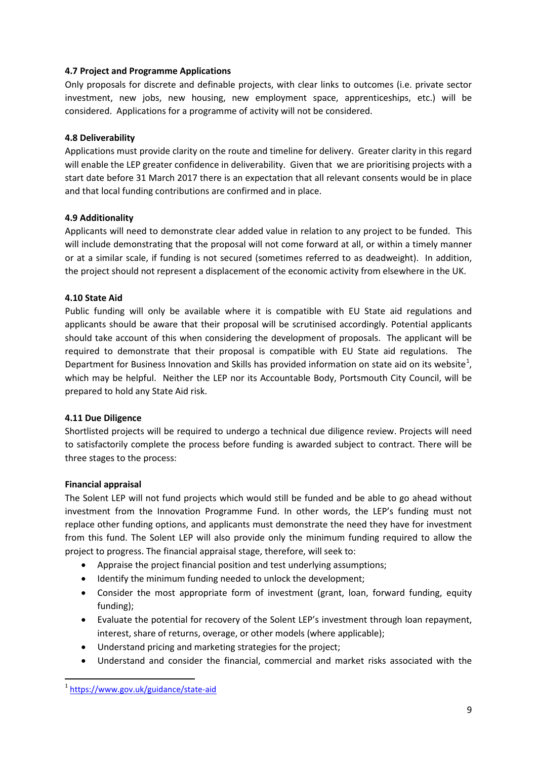### 4.7 Project and Programme Applications

Only proposals for discrete and definable projects, with clear links to outcomes (i.e. private sector investment, new jobs, new housing, new employment space, apprenticeships, etc.) will be considered. Applications for a programme of activity will not be considered.

### 4.8 Deliverability

Applications must provide clarity on the route and timeline for delivery. Greater clarity in this regard will enable the LEP greater confidence in deliverability. Given that we are prioritising projects with a start date before 31 March 2017 there is an expectation that all relevant consents would be in place and that local funding contributions are confirmed and in place.

### 4.9 Additionality

Applicants will need to demonstrate clear added value in relation to any project to be funded. This will include demonstrating that the proposal will not come forward at all, or within a timely manner or at a similar scale, if funding is not secured (sometimes referred to as deadweight). In addition, the project should not represent a displacement of the economic activity from elsewhere in the UK.

### 4.10 State Aid

Public funding will only be available where it is compatible with EU State aid regulations and applicants should be aware that their proposal will be scrutinised accordingly. Potential applicants should take account of this when considering the development of proposals. The applicant will be required to demonstrate that their proposal is compatible with EU State aid regulations. The Department for Business Innovation and Skills has provided information on state aid on its website[1], which may be helpful. Neither the LEP nor its Accountable Body, Portsmouth City Council, will be prepared to hold any State Aid risk.

### 4.11 Due Diligence

Shortlisted projects will be required to undergo a technical due diligence review. Projects will need to satisfactorily complete the process before funding is awarded subject to contract. There will be three stages to the process:

**Financial appraisal**

The Solent LEP will not fund projects which would still be funded and be able to go ahead without investment from the Innovation Programme Fund. In other words, the LEP's funding must not replace other funding options, and applicants must demonstrate the need they have for investment from this fund. The Solent LEP will also provide only the minimum funding required to allow the project to progress. The financial appraisal stage, therefore, will seek to:

- Appraise the project financial position and test underlying assumptions;
- Identify the minimum funding needed to unlock the development;
- Consider the most appropriate form of investment (grant, loan, forward funding, equity funding);
- Evaluate the potential for recovery of the Solent LEP's investment through loan repayment, interest, share of returns, overage, or other models (where applicable);
- Understand pricing and marketing strategies for the project;
- Understand and consider the financial, commercial and market risks associated with the

[1] https://www.gov.uk/guidance/state-aid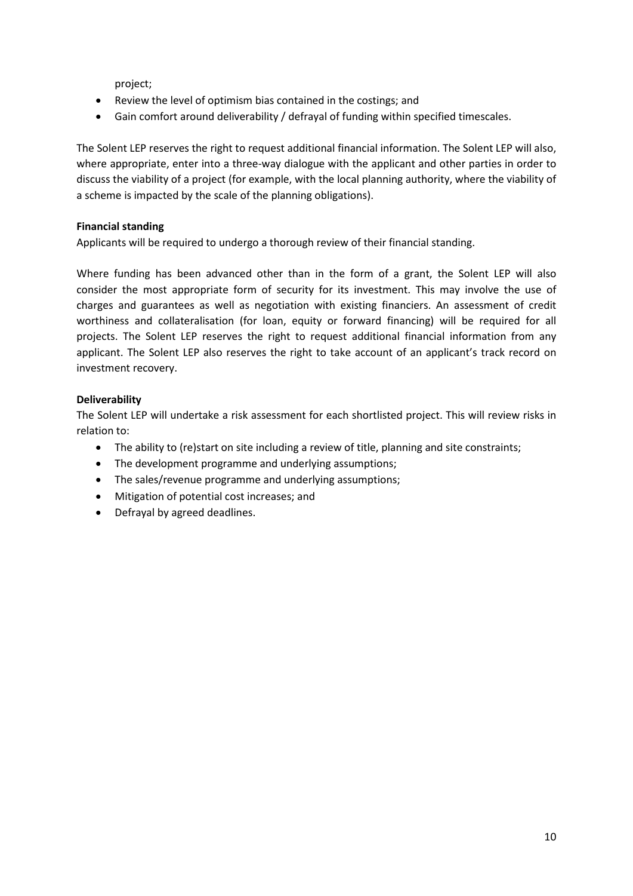project;

- Review the level of optimism bias contained in the costings; and
- Gain comfort around deliverability / defrayal of funding within specified timescales.

The Solent LEP reserves the right to request additional financial information. The Solent LEP will also, where appropriate, enter into a three-way dialogue with the applicant and other parties in order to discuss the viability of a project (for example, with the local planning authority, where the viability of a scheme is impacted by the scale of the planning obligations).

**Financial standing**

Applicants will be required to undergo a thorough review of their financial standing.

Where funding has been advanced other than in the form of a grant, the Solent LEP will also consider the most appropriate form of security for its investment. This may involve the use of charges and guarantees as well as negotiation with existing financiers. An assessment of credit worthiness and collateralisation (for loan, equity or forward financing) will be required for all projects. The Solent LEP reserves the right to request additional financial information from any applicant. The Solent LEP also reserves the right to take account of an applicant's track record on investment recovery.

**Deliverability**

The Solent LEP will undertake a risk assessment for each shortlisted project. This will review risks in relation to:

- The ability to (re)start on site including a review of title, planning and site constraints;
- The development programme and underlying assumptions;
- The sales/revenue programme and underlying assumptions;
- Mitigation of potential cost increases; and
- Defrayal by agreed deadlines.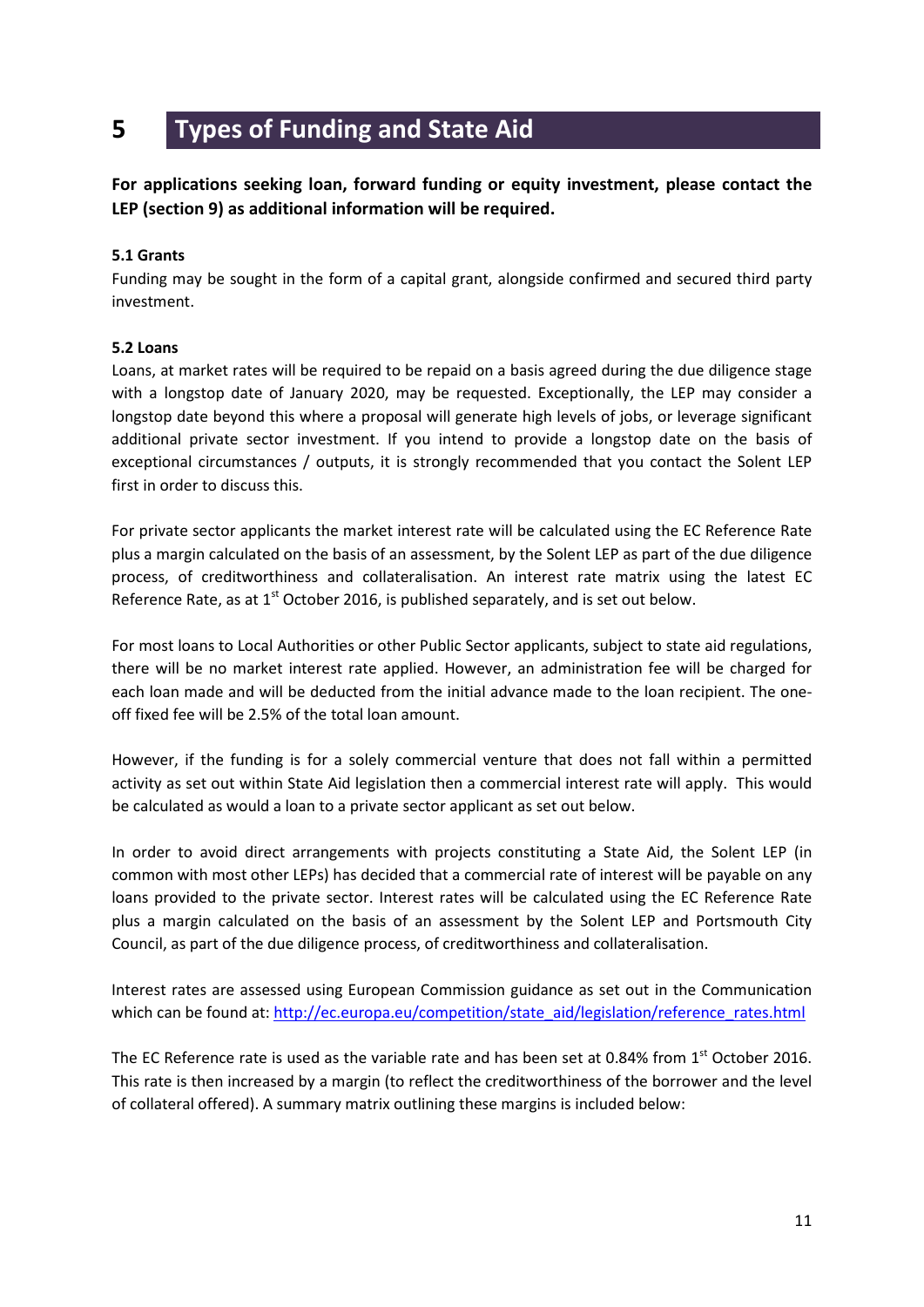# 5 Types of Funding and State Aid

**For applications seeking loan, forward funding or equity investment, please contact the LEP (section 9) as additional information will be required.**

**5.1 Grants**

Funding may be sought in the form of a capital grant, alongside confirmed and secured third party investment.

**5.2 Loans**

Loans, at market rates will be required to be repaid on a basis agreed during the due diligence stage with a longstop date of January 2020, may be requested. Exceptionally, the LEP may consider a longstop date beyond this where a proposal will generate high levels of jobs, or leverage significant additional private sector investment. If you intend to provide a longstop date on the basis of exceptional circumstances / outputs, it is strongly recommended that you contact the Solent LEP first in order to discuss this.

For private sector applicants the market interest rate will be calculated using the EC Reference Rate plus a margin calculated on the basis of an assessment, by the Solent LEP as part of the due diligence process, of creditworthiness and collateralisation. An interest rate matrix using the latest EC Reference Rate, as at 1st October 2016, is published separately, and is set out below.

For most loans to Local Authorities or other Public Sector applicants, subject to state aid regulations, there will be no market interest rate applied. However, an administration fee will be charged for each loan made and will be deducted from the initial advance made to the loan recipient. The one-off fixed fee will be 2.5% of the total loan amount.

However, if the funding is for a solely commercial venture that does not fall within a permitted activity as set out within State Aid legislation then a commercial interest rate will apply. This would be calculated as would a loan to a private sector applicant as set out below.

In order to avoid direct arrangements with projects constituting a State Aid, the Solent LEP (in common with most other LEPs) has decided that a commercial rate of interest will be payable on any loans provided to the private sector. Interest rates will be calculated using the EC Reference Rate plus a margin calculated on the basis of an assessment by the Solent LEP and Portsmouth City Council, as part of the due diligence process, of creditworthiness and collateralisation.

Interest rates are assessed using European Commission guidance as set out in the Communication which can be found at: http://ec.europa.eu/competition/state_aid/legislation/reference_rates.html

The EC Reference rate is used as the variable rate and has been set at 0.84% from 1st October 2016. This rate is then increased by a margin (to reflect the creditworthiness of the borrower and the level of collateral offered). A summary matrix outlining these margins is included below: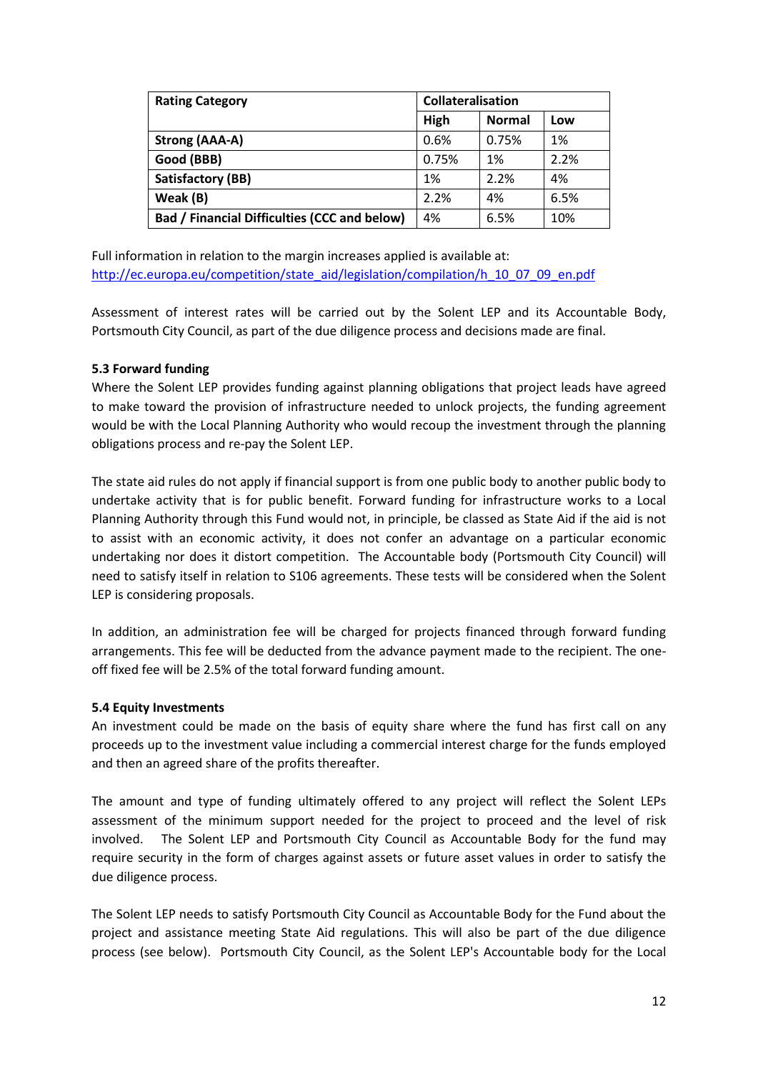| Rating Category | Collateralisation | | |
|---|---|---|---|
| | High | Normal | Low |
| Strong (AAA-A) | 0.6% | 0.75% | 1% |
| Good (BBB) | 0.75% | 1% | 2.2% |
| Satisfactory (BB) | 1% | 2.2% | 4% |
| Weak (B) | 2.2% | 4% | 6.5% |
| Bad / Financial Difficulties (CCC and below) | 4% | 6.5% | 10% |

Full information in relation to the margin increases applied is available at: http://ec.europa.eu/competition/state_aid/legislation/compilation/h_10_07_09_en.pdf

Assessment of interest rates will be carried out by the Solent LEP and its Accountable Body, Portsmouth City Council, as part of the due diligence process and decisions made are final.

**5.3 Forward funding**

Where the Solent LEP provides funding against planning obligations that project leads have agreed to make toward the provision of infrastructure needed to unlock projects, the funding agreement would be with the Local Planning Authority who would recoup the investment through the planning obligations process and re-pay the Solent LEP.

The state aid rules do not apply if financial support is from one public body to another public body to undertake activity that is for public benefit. Forward funding for infrastructure works to a Local Planning Authority through this Fund would not, in principle, be classed as State Aid if the aid is not to assist with an economic activity, it does not confer an advantage on a particular economic undertaking nor does it distort competition. The Accountable body (Portsmouth City Council) will need to satisfy itself in relation to S106 agreements. These tests will be considered when the Solent LEP is considering proposals.

In addition, an administration fee will be charged for projects financed through forward funding arrangements. This fee will be deducted from the advance payment made to the recipient. The one-off fixed fee will be 2.5% of the total forward funding amount.

**5.4 Equity Investments**

An investment could be made on the basis of equity share where the fund has first call on any proceeds up to the investment value including a commercial interest charge for the funds employed and then an agreed share of the profits thereafter.

The amount and type of funding ultimately offered to any project will reflect the Solent LEPs assessment of the minimum support needed for the project to proceed and the level of risk involved. The Solent LEP and Portsmouth City Council as Accountable Body for the fund may require security in the form of charges against assets or future asset values in order to satisfy the due diligence process.

The Solent LEP needs to satisfy Portsmouth City Council as Accountable Body for the Fund about the project and assistance meeting State Aid regulations. This will also be part of the due diligence process (see below). Portsmouth City Council, as the Solent LEP's Accountable body for the Local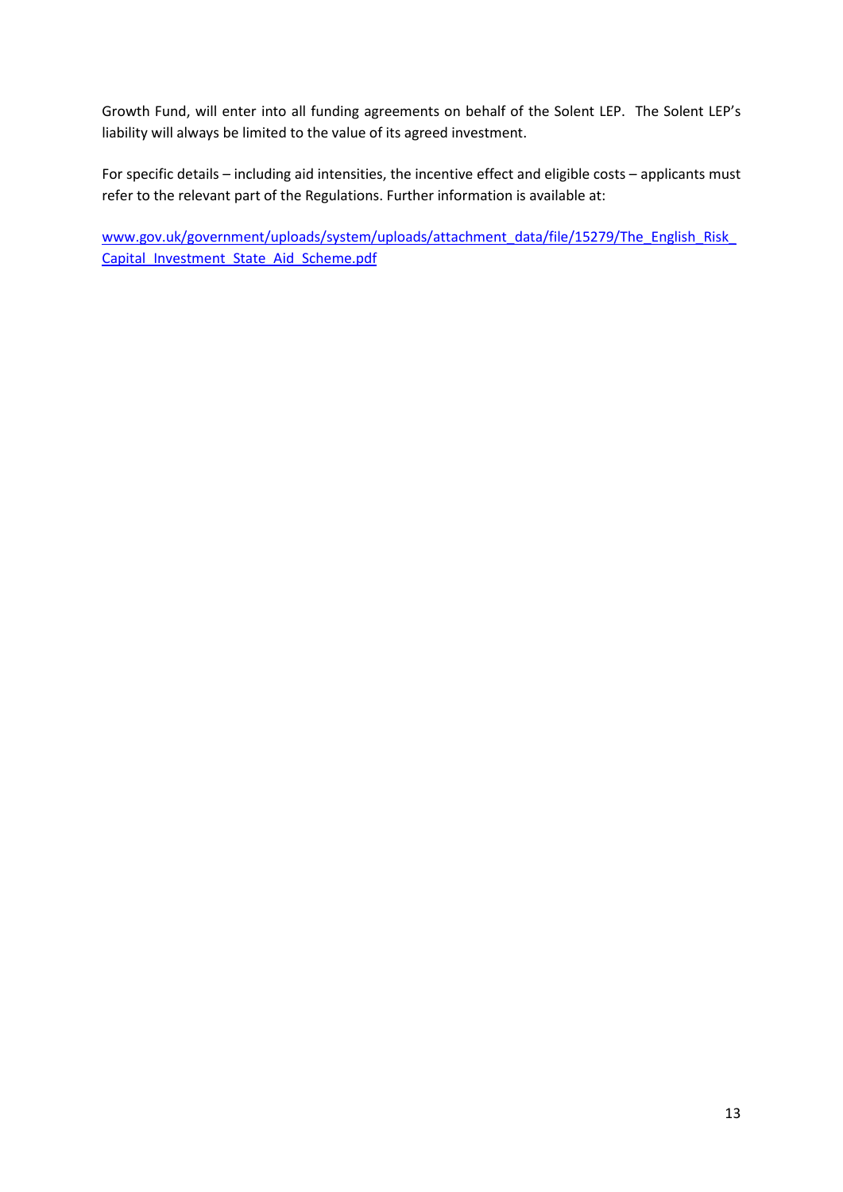Growth Fund, will enter into all funding agreements on behalf of the Solent LEP. The Solent LEP's liability will always be limited to the value of its agreed investment.

For specific details – including aid intensities, the incentive effect and eligible costs – applicants must refer to the relevant part of the Regulations. Further information is available at:

[www.gov.uk/government/uploads/system/uploads/attachment_data/file/15279/The_English_Risk_Capital_Investment_State_Aid_Scheme.pdf](www.gov.uk/government/uploads/system/uploads/attachment_data/file/15279/The_English_Risk_Capital_Investment_State_Aid_Scheme.pdf)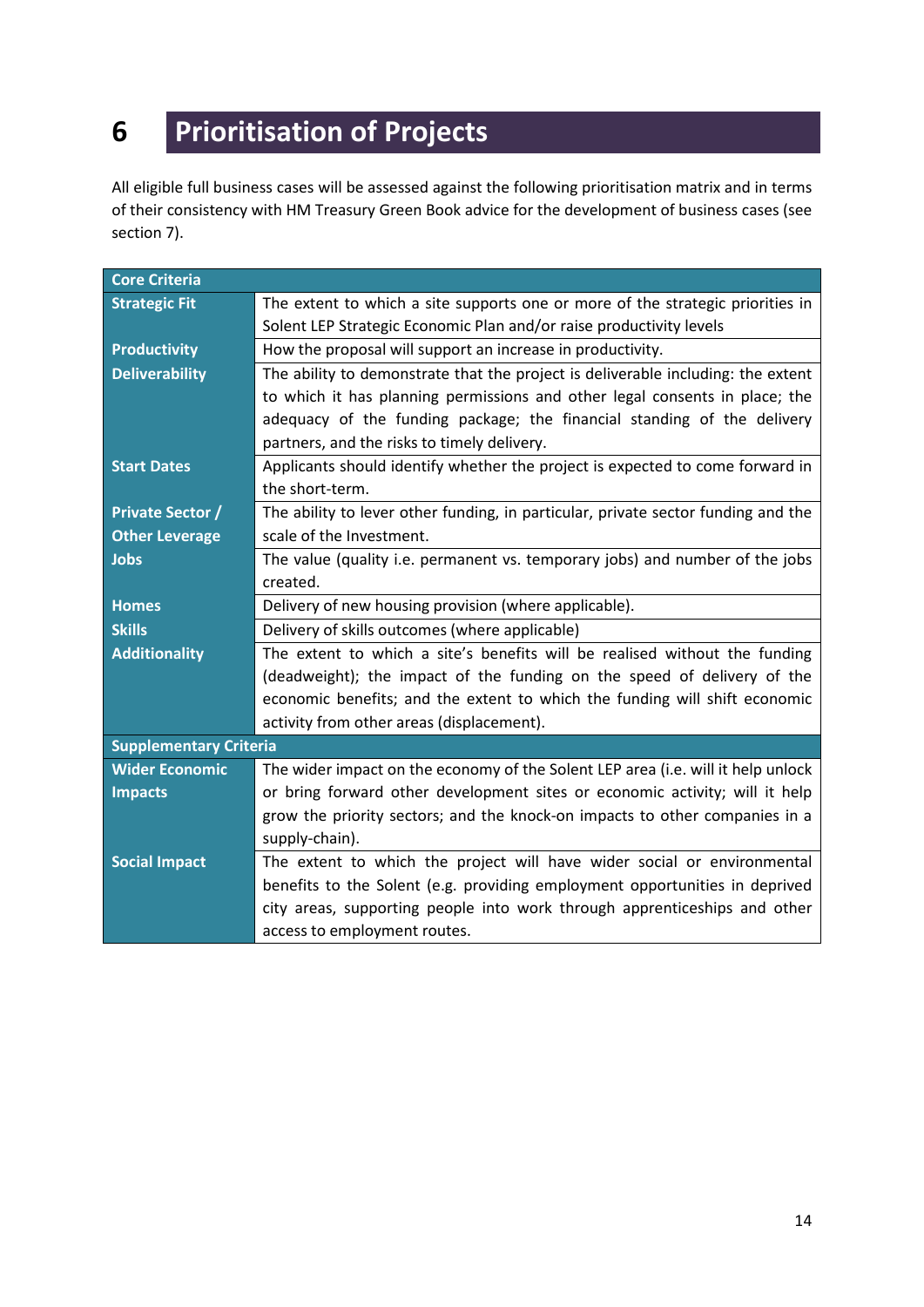# 6 Prioritisation of Projects

All eligible full business cases will be assessed against the following prioritisation matrix and in terms of their consistency with HM Treasury Green Book advice for the development of business cases (see section 7).

| Core Criteria | |
|---|---|
| **Strategic Fit** | The extent to which a site supports one or more of the strategic priorities in Solent LEP Strategic Economic Plan and/or raise productivity levels |
| **Productivity** | How the proposal will support an increase in productivity. |
| **Deliverability** | The ability to demonstrate that the project is deliverable including: the extent to which it has planning permissions and other legal consents in place; the adequacy of the funding package; the financial standing of the delivery partners, and the risks to timely delivery. |
| **Start Dates** | Applicants should identify whether the project is expected to come forward in the short-term. |
| **Private Sector / Other Leverage** | The ability to lever other funding, in particular, private sector funding and the scale of the Investment. |
| **Jobs** | The value (quality i.e. permanent vs. temporary jobs) and number of the jobs created. |
| **Homes** | Delivery of new housing provision (where applicable). |
| **Skills** | Delivery of skills outcomes (where applicable) |
| **Additionality** | The extent to which a site's benefits will be realised without the funding (deadweight); the impact of the funding on the speed of delivery of the economic benefits; and the extent to which the funding will shift economic activity from other areas (displacement). |
| **Supplementary Criteria** | |
| **Wider Economic Impacts** | The wider impact on the economy of the Solent LEP area (i.e. will it help unlock or bring forward other development sites or economic activity; will it help grow the priority sectors; and the knock-on impacts to other companies in a supply-chain). |
| **Social Impact** | The extent to which the project will have wider social or environmental benefits to the Solent (e.g. providing employment opportunities in deprived city areas, supporting people into work through apprenticeships and other access to employment routes. |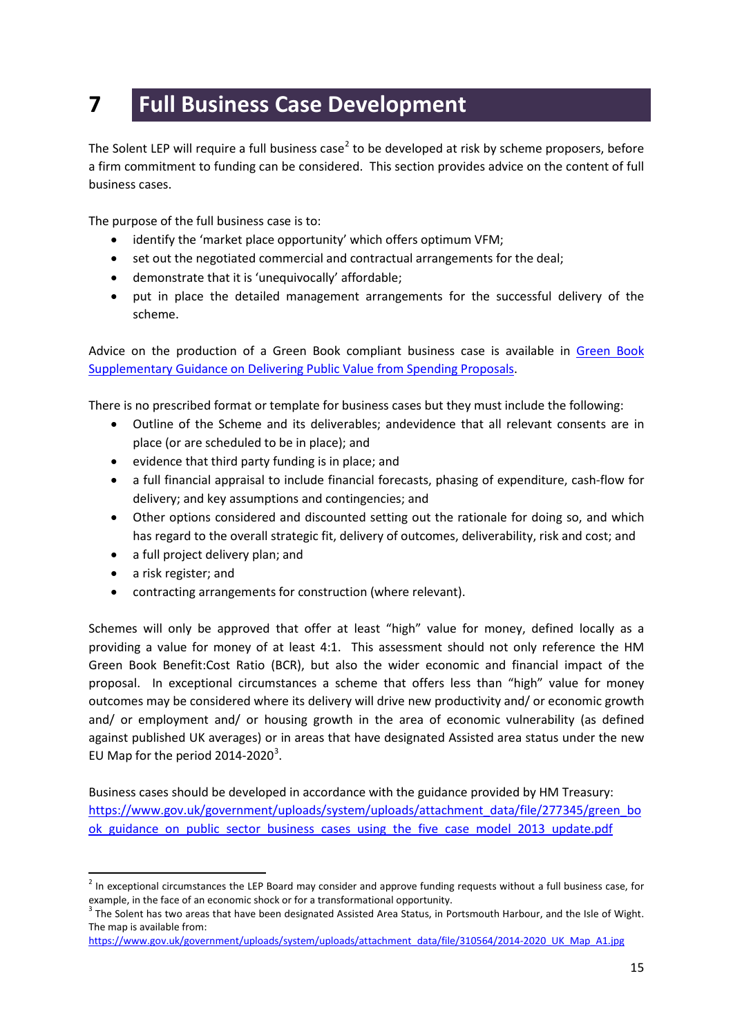# 7 Full Business Case Development

The Solent LEP will require a full business case[2] to be developed at risk by scheme proposers, before a firm commitment to funding can be considered. This section provides advice on the content of full business cases.

The purpose of the full business case is to:

- identify the 'market place opportunity' which offers optimum VFM;
- set out the negotiated commercial and contractual arrangements for the deal;
- demonstrate that it is 'unequivocally' affordable;
- put in place the detailed management arrangements for the successful delivery of the scheme.

Advice on the production of a Green Book compliant business case is available in [Green Book Supplementary Guidance on Delivering Public Value from Spending Proposals](Green Book Supplementary Guidance on Delivering Public Value from Spending Proposals).

There is no prescribed format or template for business cases but they must include the following:

- Outline of the Scheme and its deliverables; andevidence that all relevant consents are in place (or are scheduled to be in place); and
- evidence that third party funding is in place; and
- a full financial appraisal to include financial forecasts, phasing of expenditure, cash-flow for delivery; and key assumptions and contingencies; and
- Other options considered and discounted setting out the rationale for doing so, and which has regard to the overall strategic fit, delivery of outcomes, deliverability, risk and cost; and
- a full project delivery plan; and
- a risk register; and
- contracting arrangements for construction (where relevant).

Schemes will only be approved that offer at least "high" value for money, defined locally as a providing a value for money of at least 4:1. This assessment should not only reference the HM Green Book Benefit:Cost Ratio (BCR), but also the wider economic and financial impact of the proposal. In exceptional circumstances a scheme that offers less than "high" value for money outcomes may be considered where its delivery will drive new productivity and/ or economic growth and/ or employment and/ or housing growth in the area of economic vulnerability (as defined against published UK averages) or in areas that have designated Assisted area status under the new EU Map for the period 2014-2020[3].

Business cases should be developed in accordance with the guidance provided by HM Treasury:
https://www.gov.uk/government/uploads/system/uploads/attachment_data/file/277345/green_book_guidance_on_public_sector_business_cases_using_the_five_case_model_2013_update.pdf

---

[2] In exceptional circumstances the LEP Board may consider and approve funding requests without a full business case, for example, in the face of an economic shock or for a transformational opportunity.

[3] The Solent has two areas that have been designated Assisted Area Status, in Portsmouth Harbour, and the Isle of Wight. The map is available from:
https://www.gov.uk/government/uploads/system/uploads/attachment_data/file/310564/2014-2020_UK_Map_A1.jpg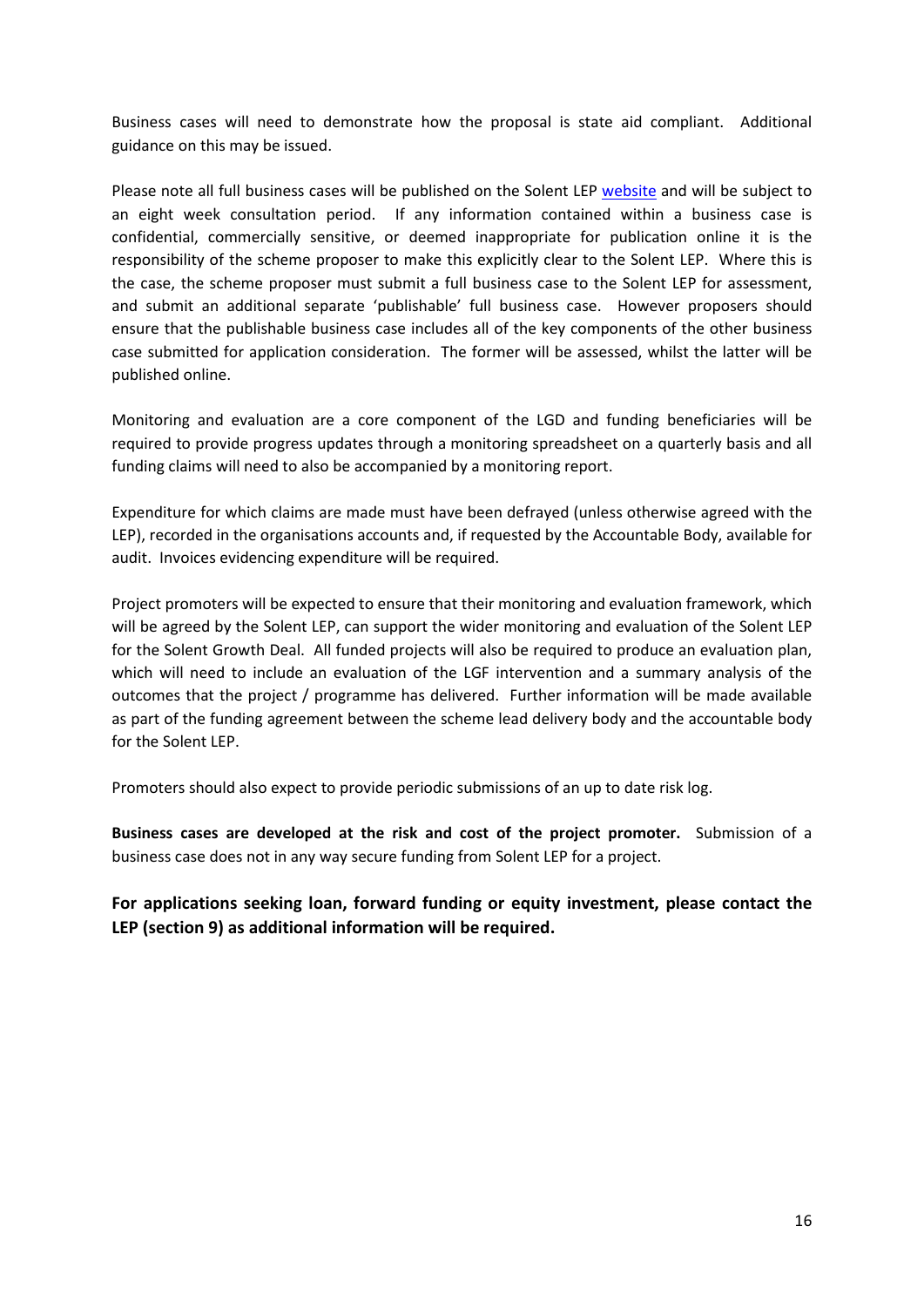Business cases will need to demonstrate how the proposal is state aid compliant. Additional guidance on this may be issued.

Please note all full business cases will be published on the Solent LEP [website](website) and will be subject to an eight week consultation period. If any information contained within a business case is confidential, commercially sensitive, or deemed inappropriate for publication online it is the responsibility of the scheme proposer to make this explicitly clear to the Solent LEP. Where this is the case, the scheme proposer must submit a full business case to the Solent LEP for assessment, and submit an additional separate 'publishable' full business case. However proposers should ensure that the publishable business case includes all of the key components of the other business case submitted for application consideration. The former will be assessed, whilst the latter will be published online.

Monitoring and evaluation are a core component of the LGD and funding beneficiaries will be required to provide progress updates through a monitoring spreadsheet on a quarterly basis and all funding claims will need to also be accompanied by a monitoring report.

Expenditure for which claims are made must have been defrayed (unless otherwise agreed with the LEP), recorded in the organisations accounts and, if requested by the Accountable Body, available for audit. Invoices evidencing expenditure will be required.

Project promoters will be expected to ensure that their monitoring and evaluation framework, which will be agreed by the Solent LEP, can support the wider monitoring and evaluation of the Solent LEP for the Solent Growth Deal. All funded projects will also be required to produce an evaluation plan, which will need to include an evaluation of the LGF intervention and a summary analysis of the outcomes that the project / programme has delivered. Further information will be made available as part of the funding agreement between the scheme lead delivery body and the accountable body for the Solent LEP.

Promoters should also expect to provide periodic submissions of an up to date risk log.

**Business cases are developed at the risk and cost of the project promoter.** Submission of a business case does not in any way secure funding from Solent LEP for a project.

**For applications seeking loan, forward funding or equity investment, please contact the LEP (section 9) as additional information will be required.**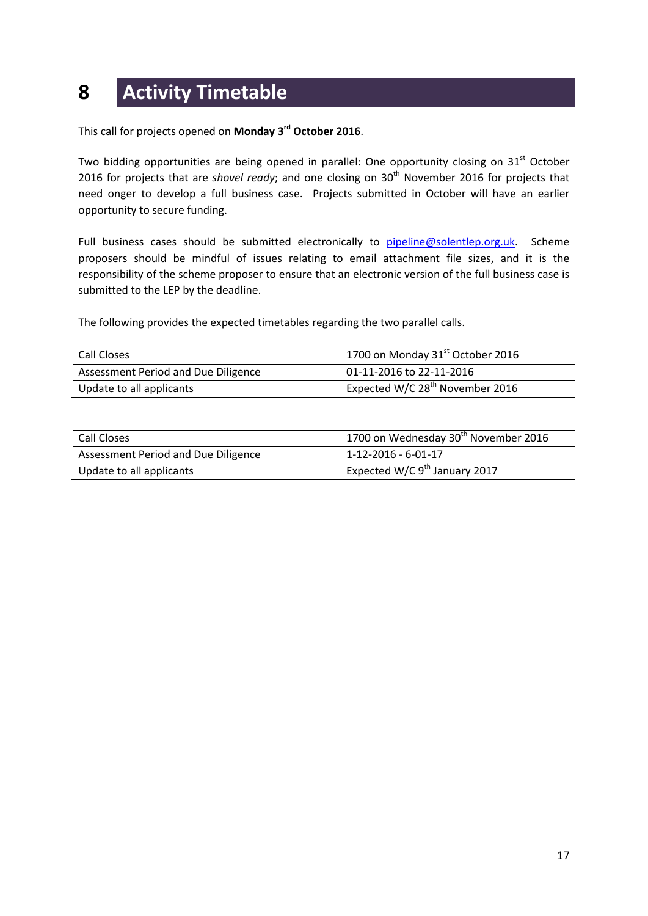# 8 Activity Timetable

This call for projects opened on **Monday 3rd October 2016**.

Two bidding opportunities are being opened in parallel: One opportunity closing on 31st October 2016 for projects that are *shovel ready*; and one closing on 30th November 2016 for projects that need onger to develop a full business case. Projects submitted in October will have an earlier opportunity to secure funding.

Full business cases should be submitted electronically to pipeline@solentlep.org.uk. Scheme proposers should be mindful of issues relating to email attachment file sizes, and it is the responsibility of the scheme proposer to ensure that an electronic version of the full business case is submitted to the LEP by the deadline.

The following provides the expected timetables regarding the two parallel calls.

| | |
|---|---|
| Call Closes | 1700 on Monday 31st October 2016 |
| Assessment Period and Due Diligence | 01-11-2016 to 22-11-2016 |
| Update to all applicants | Expected W/C 28th November 2016 |

| | |
|---|---|
| Call Closes | 1700 on Wednesday 30th November 2016 |
| Assessment Period and Due Diligence | 1-12-2016 - 6-01-17 |
| Update to all applicants | Expected W/C 9th January 2017 |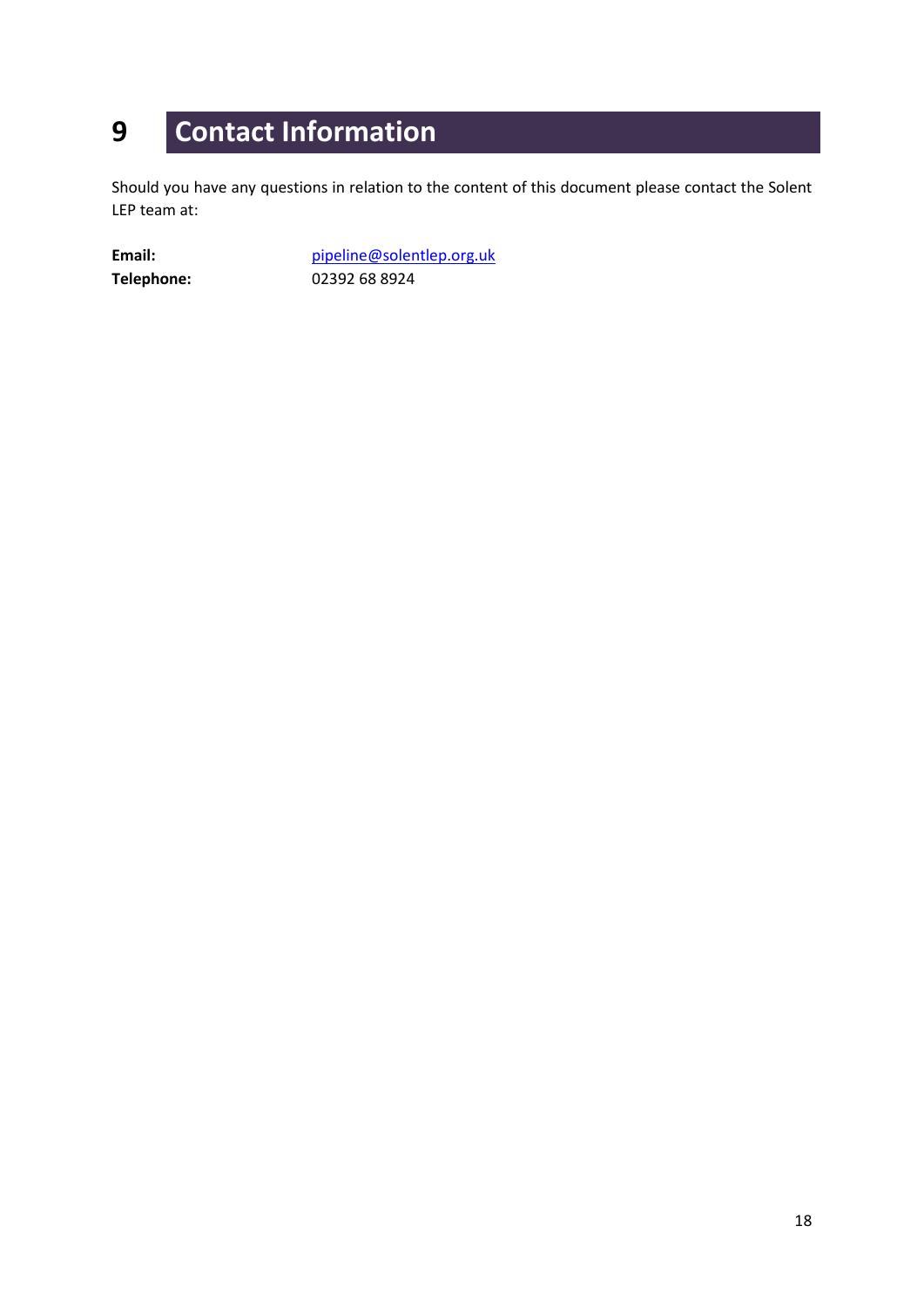# 9 Contact Information

Should you have any questions in relation to the content of this document please contact the Solent LEP team at:

**Email:** pipeline@solentlep.org.uk
**Telephone:** 02392 68 8924